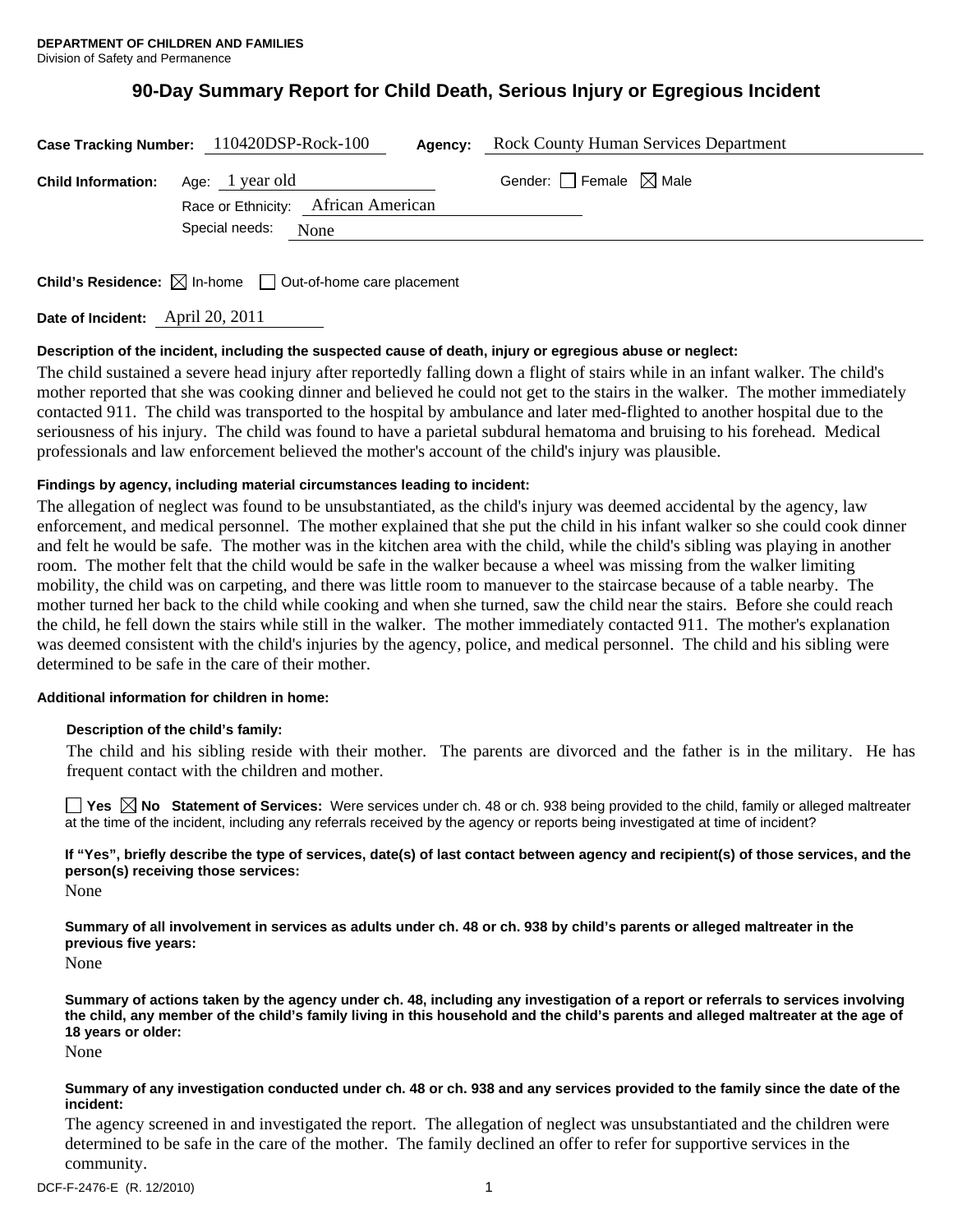**DEPARTMENT OF CHILDREN AND FAMILIES**
Division of Safety and Permanence

# 90-Day Summary Report for Child Death, Serious Injury or Egregious Incident

**Case Tracking Number:** 110420DSP-Rock-100 **Agency:** Rock County Human Services Department

**Child Information:** Age: 1 year old Gender: ☐ Female ☒ Male

Race or Ethnicity: African American

Special needs: None

**Child's Residence:** ☒ In-home ☐ Out-of-home care placement

**Date of Incident:** April 20, 2011

**Description of the incident, including the suspected cause of death, injury or egregious abuse or neglect:**

The child sustained a severe head injury after reportedly falling down a flight of stairs while in an infant walker. The child's mother reported that she was cooking dinner and believed he could not get to the stairs in the walker. The mother immediately contacted 911. The child was transported to the hospital by ambulance and later med-flighted to another hospital due to the seriousness of his injury. The child was found to have a parietal subdural hematoma and bruising to his forehead. Medical professionals and law enforcement believed the mother's account of the child's injury was plausible.

**Findings by agency, including material circumstances leading to incident:**

The allegation of neglect was found to be unsubstantiated, as the child's injury was deemed accidental by the agency, law enforcement, and medical personnel. The mother explained that she put the child in his infant walker so she could cook dinner and felt he would be safe. The mother was in the kitchen area with the child, while the child's sibling was playing in another room. The mother felt that the child would be safe in the walker because a wheel was missing from the walker limiting mobility, the child was on carpeting, and there was little room to manuever to the staircase because of a table nearby. The mother turned her back to the child while cooking and when she turned, saw the child near the stairs. Before she could reach the child, he fell down the stairs while still in the walker. The mother immediately contacted 911. The mother's explanation was deemed consistent with the child's injuries by the agency, police, and medical personnel. The child and his sibling were determined to be safe in the care of their mother.

**Additional information for children in home:**

**Description of the child's family:**

The child and his sibling reside with their mother. The parents are divorced and the father is in the military. He has frequent contact with the children and mother.

☐ Yes ☒ No **Statement of Services:** Were services under ch. 48 or ch. 938 being provided to the child, family or alleged maltreater at the time of the incident, including any referrals received by the agency or reports being investigated at time of incident?

**If "Yes", briefly describe the type of services, date(s) of last contact between agency and recipient(s) of those services, and the person(s) receiving those services:**

None

**Summary of all involvement in services as adults under ch. 48 or ch. 938 by child's parents or alleged maltreater in the previous five years:**

None

**Summary of actions taken by the agency under ch. 48, including any investigation of a report or referrals to services involving the child, any member of the child's family living in this household and the child's parents and alleged maltreater at the age of 18 years or older:**

None

**Summary of any investigation conducted under ch. 48 or ch. 938 and any services provided to the family since the date of the incident:**

The agency screened in and investigated the report. The allegation of neglect was unsubstantiated and the children were determined to be safe in the care of the mother. The family declined an offer to refer for supportive services in the community.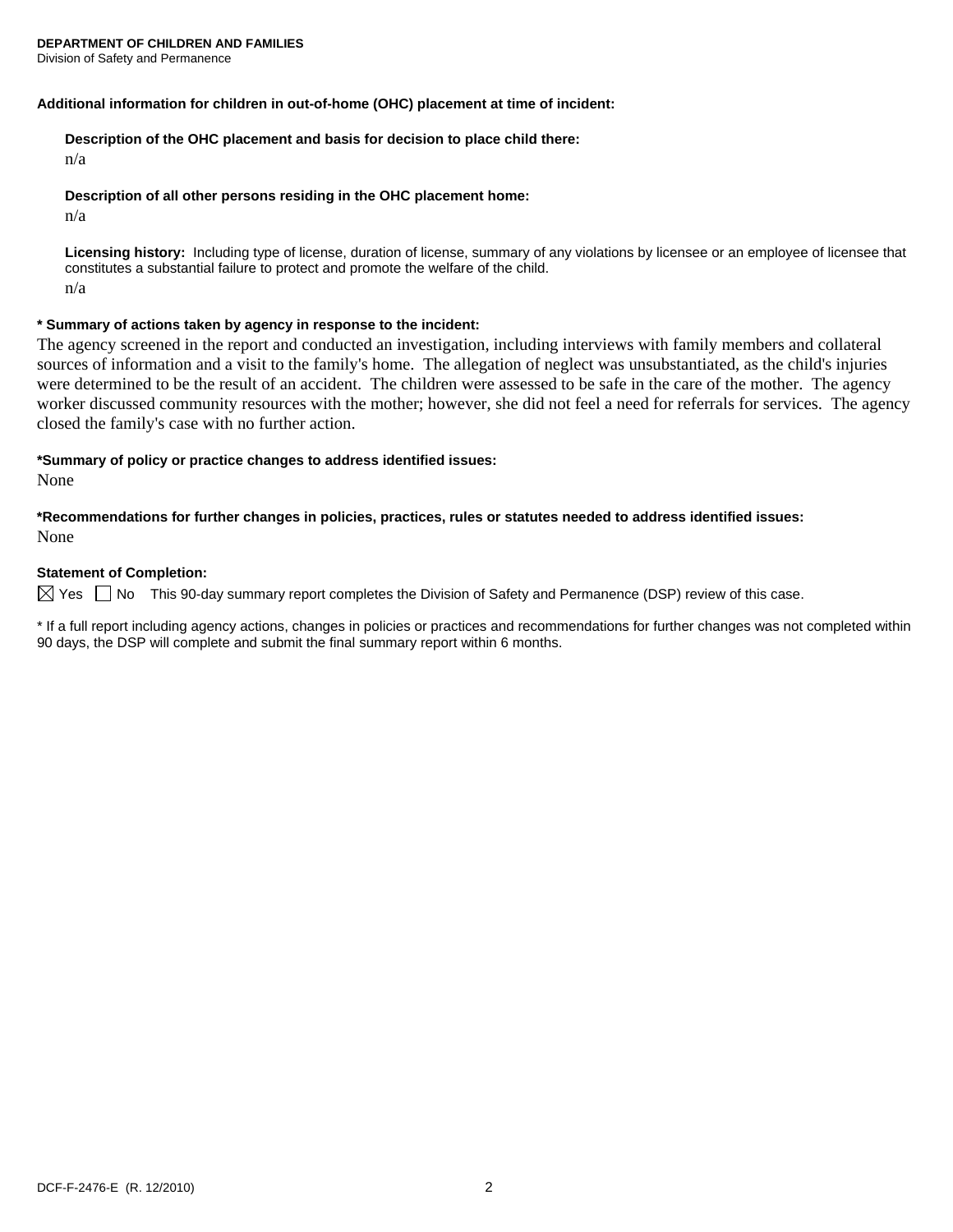**DEPARTMENT OF CHILDREN AND FAMILIES**
Division of Safety and Permanence

**Additional information for children in out-of-home (OHC) placement at time of incident:**

**Description of the OHC placement and basis for decision to place child there:**
n/a

**Description of all other persons residing in the OHC placement home:**
n/a

**Licensing history:** Including type of license, duration of license, summary of any violations by licensee or an employee of licensee that constitutes a substantial failure to protect and promote the welfare of the child.
n/a

**\* Summary of actions taken by agency in response to the incident:**
The agency screened in the report and conducted an investigation, including interviews with family members and collateral sources of information and a visit to the family's home. The allegation of neglect was unsubstantiated, as the child's injuries were determined to be the result of an accident. The children were assessed to be safe in the care of the mother. The agency worker discussed community resources with the mother; however, she did not feel a need for referrals for services. The agency closed the family's case with no further action.

**\*Summary of policy or practice changes to address identified issues:**
None

**\*Recommendations for further changes in policies, practices, rules or statutes needed to address identified issues:**
None

**Statement of Completion:**
☒ Yes ☐ No This 90-day summary report completes the Division of Safety and Permanence (DSP) review of this case.

\* If a full report including agency actions, changes in policies or practices and recommendations for further changes was not completed within 90 days, the DSP will complete and submit the final summary report within 6 months.

DCF-F-2476-E (R. 12/2010)